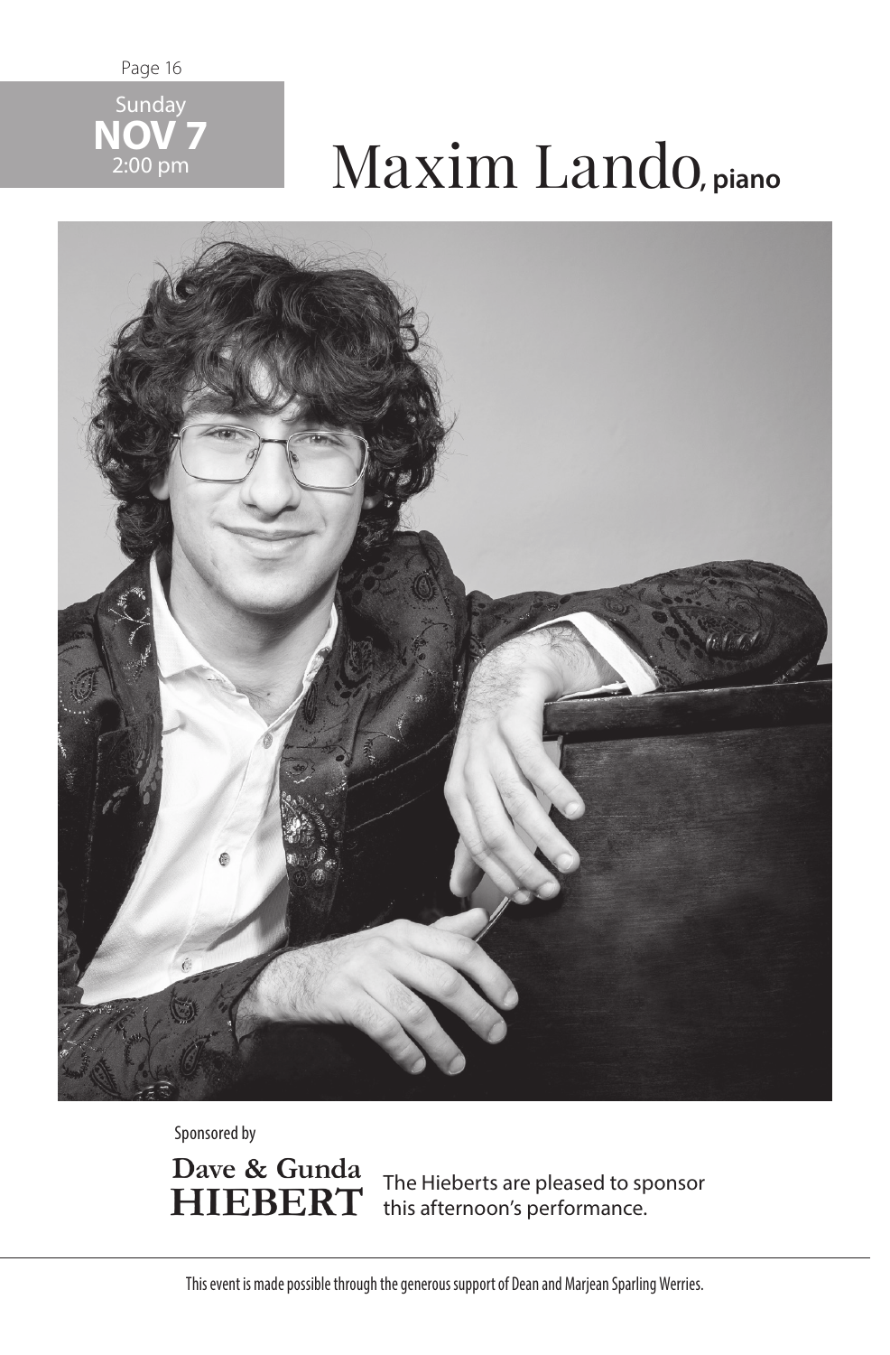Sunday
**NOV 7**
2:00 pm

# Maxim Lando, piano

Sponsored by

**Dave & Gunda HIEBERT**

The Hieberts are pleased to sponsor this afternoon's performance.

This event is made possible through the generous support of Dean and Marjean Sparling Werries.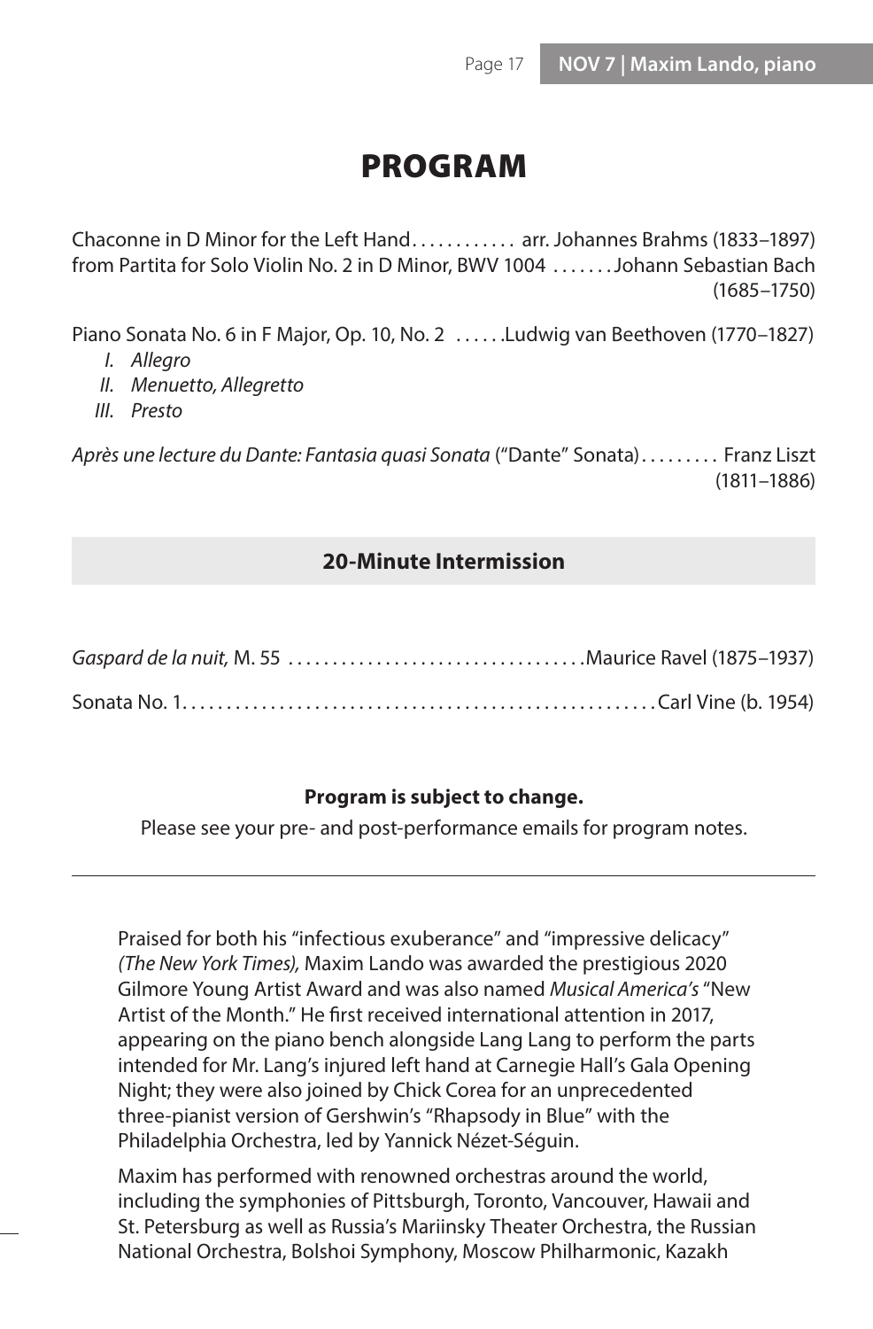# PROGRAM

Chaconne in D Minor for the Left Hand . . . . . . . . . . . . arr. Johannes Brahms (1833–1897)
from Partita for Solo Violin No. 2 in D Minor, BWV 1004 . . . . . . . Johann Sebastian Bach (1685–1750)

Piano Sonata No. 6 in F Major, Op. 10, No. 2 . . . . . . Ludwig van Beethoven (1770–1827)

*I. Allegro*
*II. Menuetto, Allegretto*
*III. Presto*

*Après une lecture du Dante: Fantasia quasi Sonata* ("Dante" Sonata) . . . . . . . . . Franz Liszt (1811–1886)

**20-Minute Intermission**

*Gaspard de la nuit,* M. 55 . . . . . . . . . . . . . . . . . . . . . . . . . . . . . . . . . Maurice Ravel (1875–1937)

Sonata No. 1 . . . . . . . . . . . . . . . . . . . . . . . . . . . . . . . . . . . . . . . . . . . . . . . . . . . . Carl Vine (b. 1954)

**Program is subject to change.**

Please see your pre- and post-performance emails for program notes.

---

Praised for both his "infectious exuberance" and "impressive delicacy" *(The New York Times),* Maxim Lando was awarded the prestigious 2020 Gilmore Young Artist Award and was also named *Musical America's* "New Artist of the Month." He first received international attention in 2017, appearing on the piano bench alongside Lang Lang to perform the parts intended for Mr. Lang's injured left hand at Carnegie Hall's Gala Opening Night; they were also joined by Chick Corea for an unprecedented three-pianist version of Gershwin's "Rhapsody in Blue" with the Philadelphia Orchestra, led by Yannick Nézet-Séguin.

Maxim has performed with renowned orchestras around the world, including the symphonies of Pittsburgh, Toronto, Vancouver, Hawaii and St. Petersburg as well as Russia's Mariinsky Theater Orchestra, the Russian National Orchestra, Bolshoi Symphony, Moscow Philharmonic, Kazakh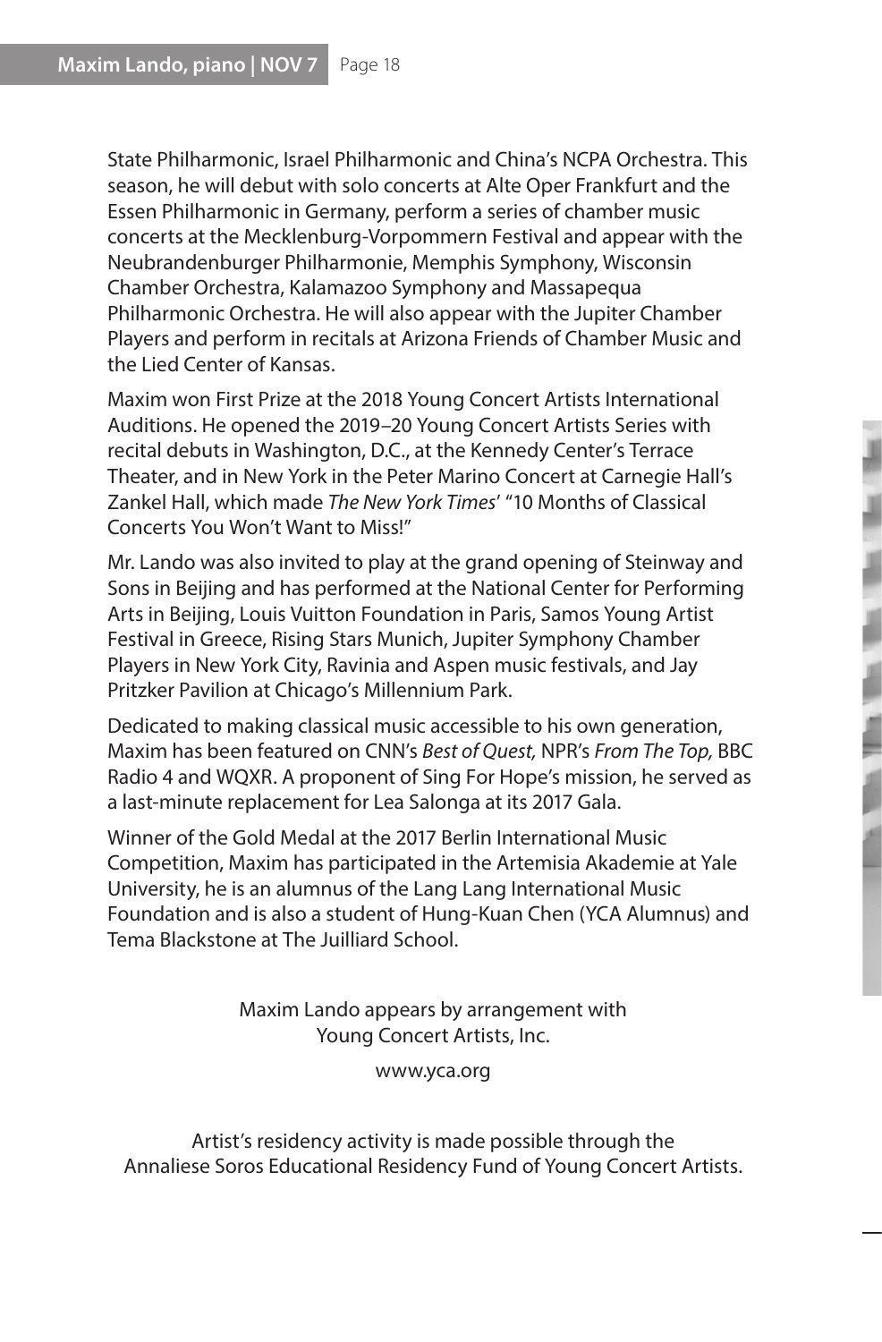State Philharmonic, Israel Philharmonic and China's NCPA Orchestra. This season, he will debut with solo concerts at Alte Oper Frankfurt and the Essen Philharmonic in Germany, perform a series of chamber music concerts at the Mecklenburg-Vorpommern Festival and appear with the Neubrandenburger Philharmonie, Memphis Symphony, Wisconsin Chamber Orchestra, Kalamazoo Symphony and Massapequa Philharmonic Orchestra. He will also appear with the Jupiter Chamber Players and perform in recitals at Arizona Friends of Chamber Music and the Lied Center of Kansas.

Maxim won First Prize at the 2018 Young Concert Artists International Auditions. He opened the 2019–20 Young Concert Artists Series with recital debuts in Washington, D.C., at the Kennedy Center's Terrace Theater, and in New York in the Peter Marino Concert at Carnegie Hall's Zankel Hall, which made *The New York Times*' "10 Months of Classical Concerts You Won't Want to Miss!"

Mr. Lando was also invited to play at the grand opening of Steinway and Sons in Beijing and has performed at the National Center for Performing Arts in Beijing, Louis Vuitton Foundation in Paris, Samos Young Artist Festival in Greece, Rising Stars Munich, Jupiter Symphony Chamber Players in New York City, Ravinia and Aspen music festivals, and Jay Pritzker Pavilion at Chicago's Millennium Park.

Dedicated to making classical music accessible to his own generation, Maxim has been featured on CNN's *Best of Quest,* NPR's *From The Top,* BBC Radio 4 and WQXR. A proponent of Sing For Hope's mission, he served as a last-minute replacement for Lea Salonga at its 2017 Gala.

Winner of the Gold Medal at the 2017 Berlin International Music Competition, Maxim has participated in the Artemisia Akademie at Yale University, he is an alumnus of the Lang Lang International Music Foundation and is also a student of Hung-Kuan Chen (YCA Alumnus) and Tema Blackstone at The Juilliard School.

Maxim Lando appears by arrangement with
Young Concert Artists, Inc.

www.yca.org

Artist's residency activity is made possible through the
Annaliese Soros Educational Residency Fund of Young Concert Artists.